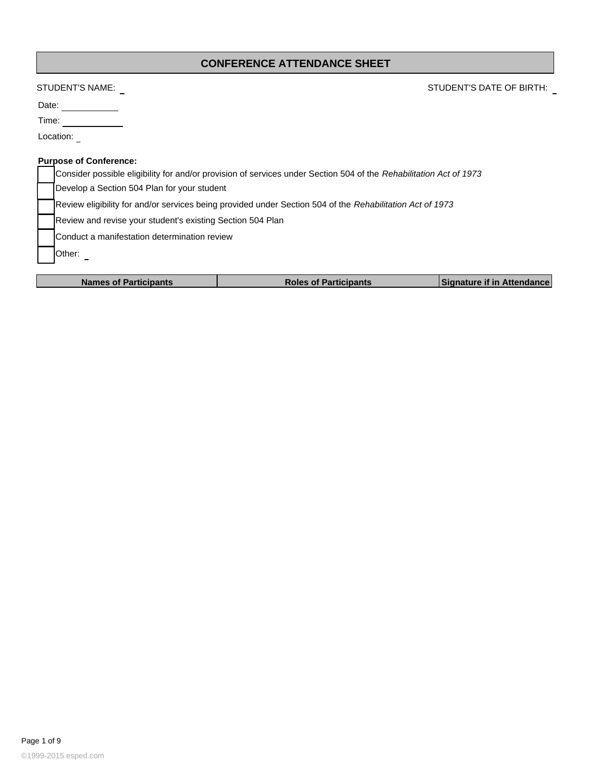# CONFERENCE ATTENDANCE SHEET

STUDENT'S NAME: _ STUDENT'S DATE OF BIRTH: _

Date: ___________

Time: ___________

Location: _

**Purpose of Conference:**

- [ ] Consider possible eligibility for and/or provision of services under Section 504 of the *Rehabilitation Act of 1973*
- [ ] Develop a Section 504 Plan for your student
- [ ] Review eligibility for and/or services being provided under Section 504 of the *Rehabilitation Act of 1973*
- [ ] Review and revise your student's existing Section 504 Plan
- [ ] Conduct a manifestation determination review
- [ ] Other: _

| Names of Participants | Roles of Participants | Signature if in Attendance |
|---|---|---|

©1999-2015 esped.com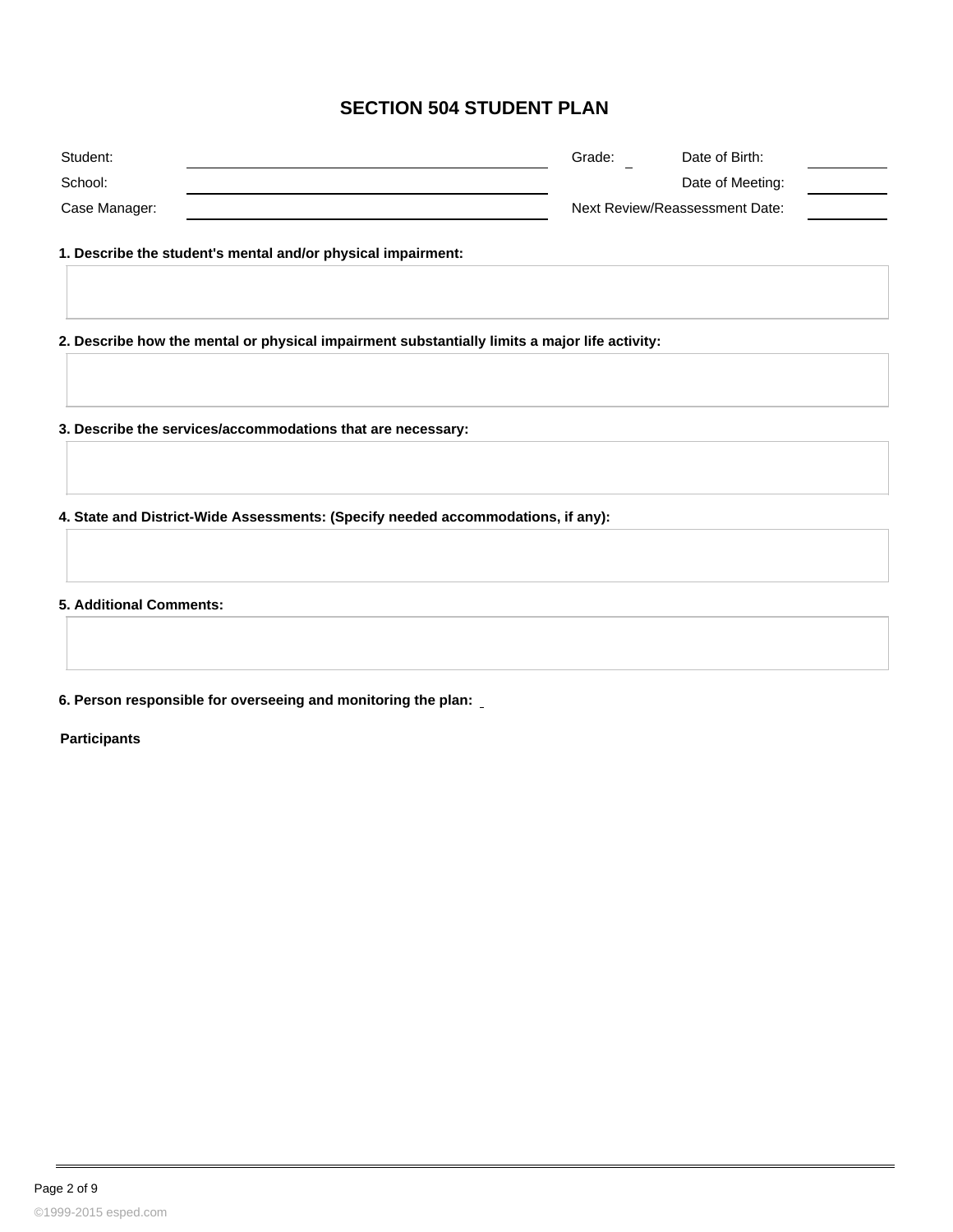# SECTION 504 STUDENT PLAN

| Student: | | Grade: | Date of Birth: | |
|---|---|---|---|---|
| School: | | | Date of Meeting: | |
| Case Manager: | | Next Review/Reassessment Date: | | |

**1. Describe the student's mental and/or physical impairment:**

**2. Describe how the mental or physical impairment substantially limits a major life activity:**

**3. Describe the services/accommodations that are necessary:**

**4. State and District-Wide Assessments: (Specify needed accommodations, if any):**

**5. Additional Comments:**

**6. Person responsible for overseeing and monitoring the plan:**

**Participants**

©1999-2015 esped.com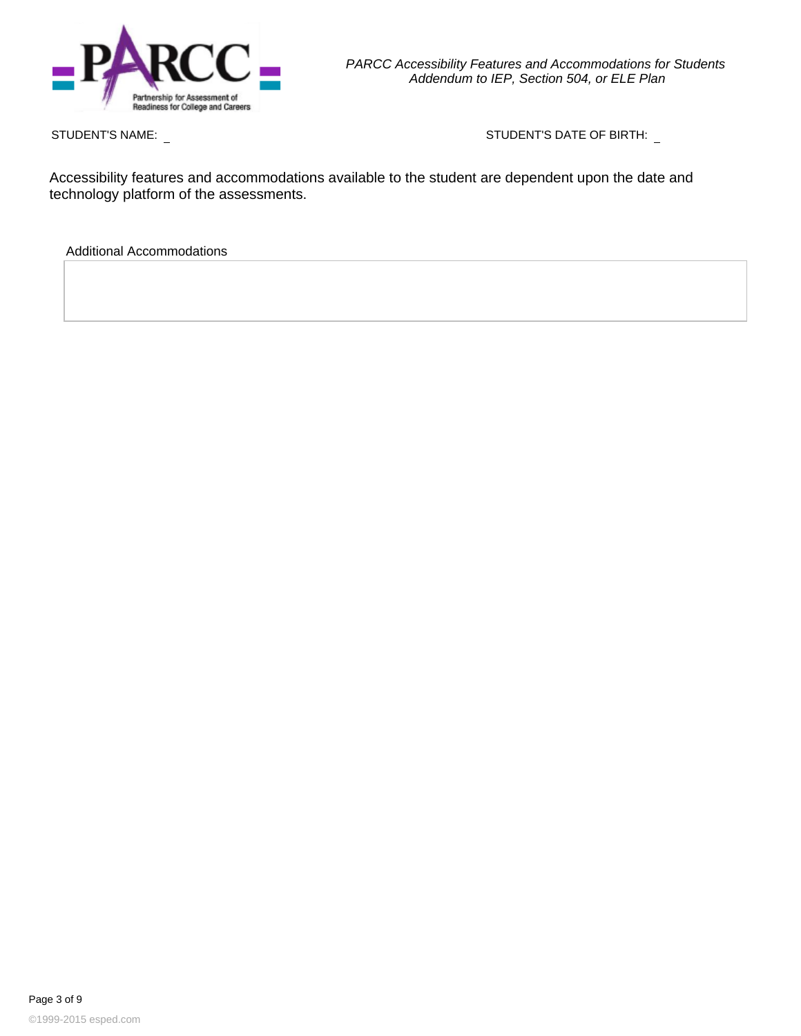*PARCC Accessibility Features and Accommodations for Students*
*Addendum to IEP, Section 504, or ELE Plan*

STUDENT'S NAME: _ STUDENT'S DATE OF BIRTH: _

Accessibility features and accommodations available to the student are dependent upon the date and technology platform of the assessments.

Additional Accommodations

| |
|---|
| |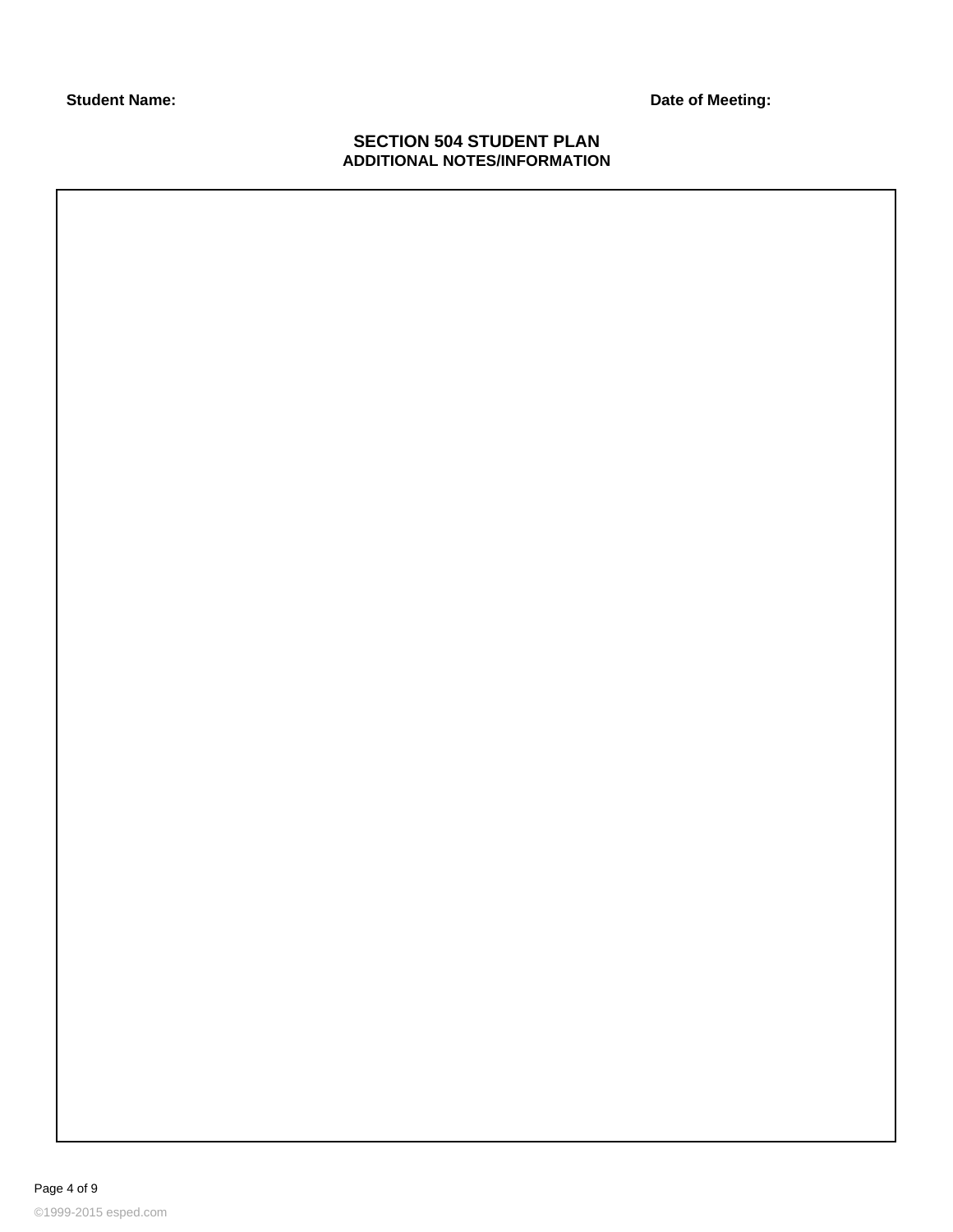**Student Name:** **Date of Meeting:**

# SECTION 504 STUDENT PLAN

## ADDITIONAL NOTES/INFORMATION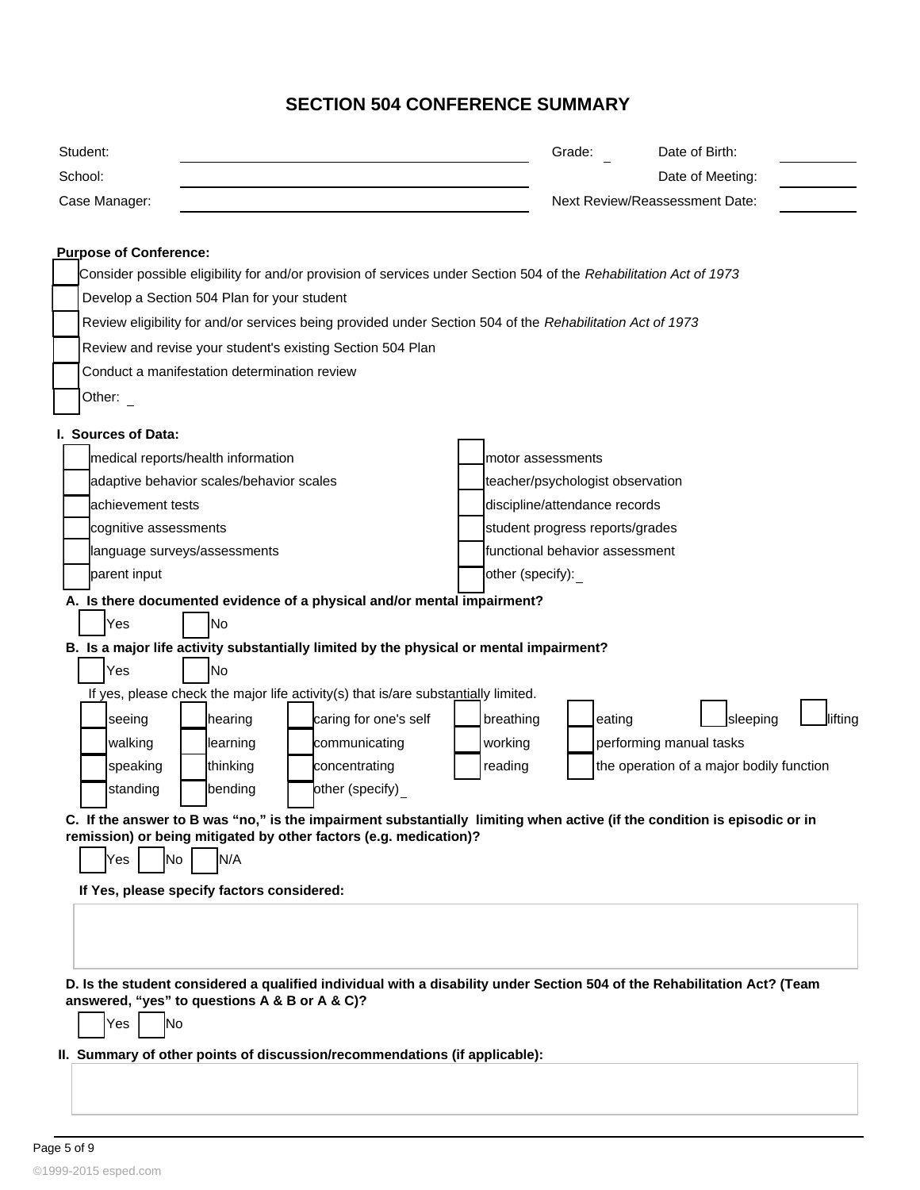# SECTION 504 CONFERENCE SUMMARY

| | | | | |
|---|---|---|---|---|
| Student: | | Grade: | Date of Birth: | |
| School: | | | Date of Meeting: | |
| Case Manager: | | Next Review/Reassessment Date: | | |

**Purpose of Conference:**

- ☐ Consider possible eligibility for and/or provision of services under Section 504 of the *Rehabilitation Act of 1973*
- ☐ Develop a Section 504 Plan for your student
- ☐ Review eligibility for and/or services being provided under Section 504 of the *Rehabilitation Act of 1973*
- ☐ Review and revise your student's existing Section 504 Plan
- ☐ Conduct a manifestation determination review
- ☐ Other:

**I. Sources of Data:**

- ☐ medical reports/health information
- ☐ adaptive behavior scales/behavior scales
- ☐ achievement tests
- ☐ cognitive assessments
- ☐ language surveys/assessments
- ☐ parent input
- ☐ motor assessments
- ☐ teacher/psychologist observation
- ☐ discipline/attendance records
- ☐ student progress reports/grades
- ☐ functional behavior assessment
- ☐ other (specify):

**A. Is there documented evidence of a physical and/or mental impairment?**

☐ Yes ☐ No

**B. Is a major life activity substantially limited by the physical or mental impairment?**

☐ Yes ☐ No

If yes, please check the major life activity(s) that is/are substantially limited.

| | | | | | | |
|---|---|---|---|---|---|---|
| ☐ seeing | ☐ hearing | ☐ caring for one's self | ☐ breathing | ☐ eating | ☐ sleeping | ☐ lifting |
| ☐ walking | ☐ learning | ☐ communicating | ☐ working | ☐ performing manual tasks | | |
| ☐ speaking | ☐ thinking | ☐ concentrating | ☐ reading | ☐ the operation of a major bodily function | | |
| ☐ standing | ☐ bending | ☐ other (specify) | | | | |

**C. If the answer to B was "no," is the impairment substantially limiting when active (if the condition is episodic or in remission) or being mitigated by other factors (e.g. medication)?**

☐ Yes ☐ No ☐ N/A

**If Yes, please specify factors considered:**

**D. Is the student considered a qualified individual with a disability under Section 504 of the Rehabilitation Act? (Team answered, "yes" to questions A & B or A & C)?**

☐ Yes ☐ No

**II. Summary of other points of discussion/recommendations (if applicable):**

©1999-2015 esped.com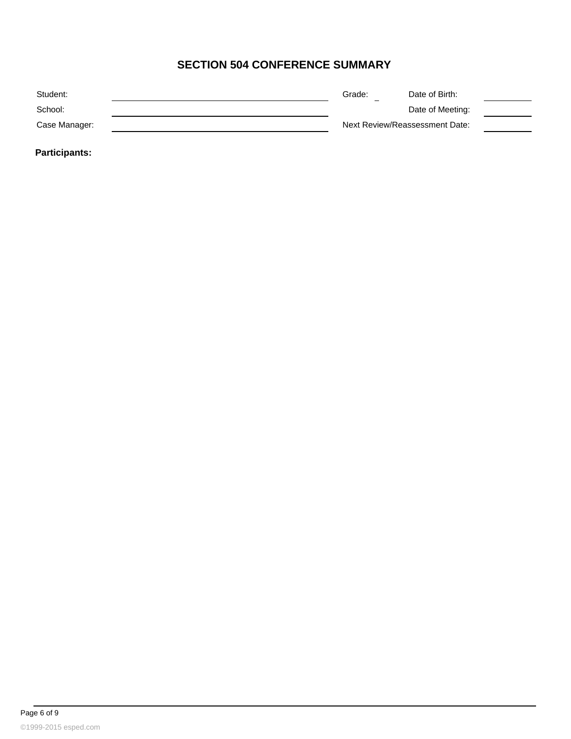# SECTION 504 CONFERENCE SUMMARY

| Student: | | Grade: _ | Date of Birth: | |
|---|---|---|---|---|
| School: | | | Date of Meeting: | |
| Case Manager: | | Next Review/Reassessment Date: | | |

**Participants:**

©1999-2015 esped.com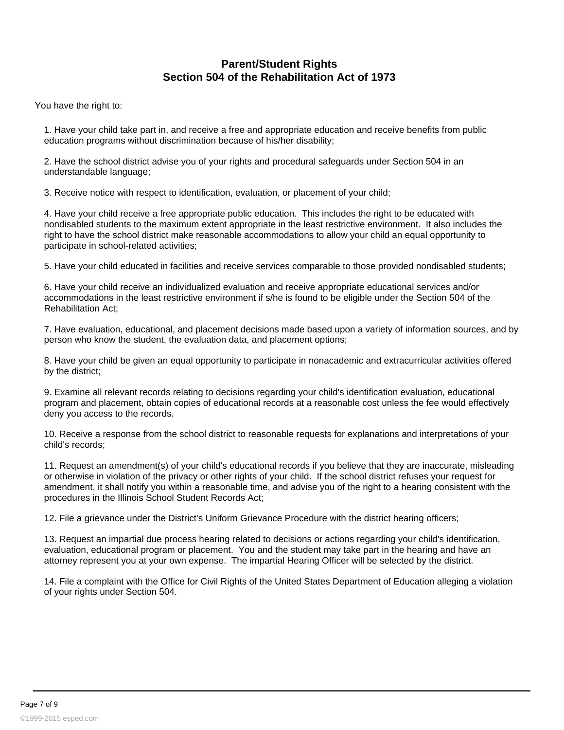## Parent/Student Rights
## Section 504 of the Rehabilitation Act of 1973

You have the right to:

1. Have your child take part in, and receive a free and appropriate education and receive benefits from public education programs without discrimination because of his/her disability;

2. Have the school district advise you of your rights and procedural safeguards under Section 504 in an understandable language;

3. Receive notice with respect to identification, evaluation, or placement of your child;

4. Have your child receive a free appropriate public education. This includes the right to be educated with nondisabled students to the maximum extent appropriate in the least restrictive environment. It also includes the right to have the school district make reasonable accommodations to allow your child an equal opportunity to participate in school-related activities;

5. Have your child educated in facilities and receive services comparable to those provided nondisabled students;

6. Have your child receive an individualized evaluation and receive appropriate educational services and/or accommodations in the least restrictive environment if s/he is found to be eligible under the Section 504 of the Rehabilitation Act;

7. Have evaluation, educational, and placement decisions made based upon a variety of information sources, and by person who know the student, the evaluation data, and placement options;

8. Have your child be given an equal opportunity to participate in nonacademic and extracurricular activities offered by the district;

9. Examine all relevant records relating to decisions regarding your child's identification evaluation, educational program and placement, obtain copies of educational records at a reasonable cost unless the fee would effectively deny you access to the records.

10. Receive a response from the school district to reasonable requests for explanations and interpretations of your child's records;

11. Request an amendment(s) of your child's educational records if you believe that they are inaccurate, misleading or otherwise in violation of the privacy or other rights of your child. If the school district refuses your request for amendment, it shall notify you within a reasonable time, and advise you of the right to a hearing consistent with the procedures in the Illinois School Student Records Act;

12. File a grievance under the District's Uniform Grievance Procedure with the district hearing officers;

13. Request an impartial due process hearing related to decisions or actions regarding your child's identification, evaluation, educational program or placement. You and the student may take part in the hearing and have an attorney represent you at your own expense. The impartial Hearing Officer will be selected by the district.

14. File a complaint with the Office for Civil Rights of the United States Department of Education alleging a violation of your rights under Section 504.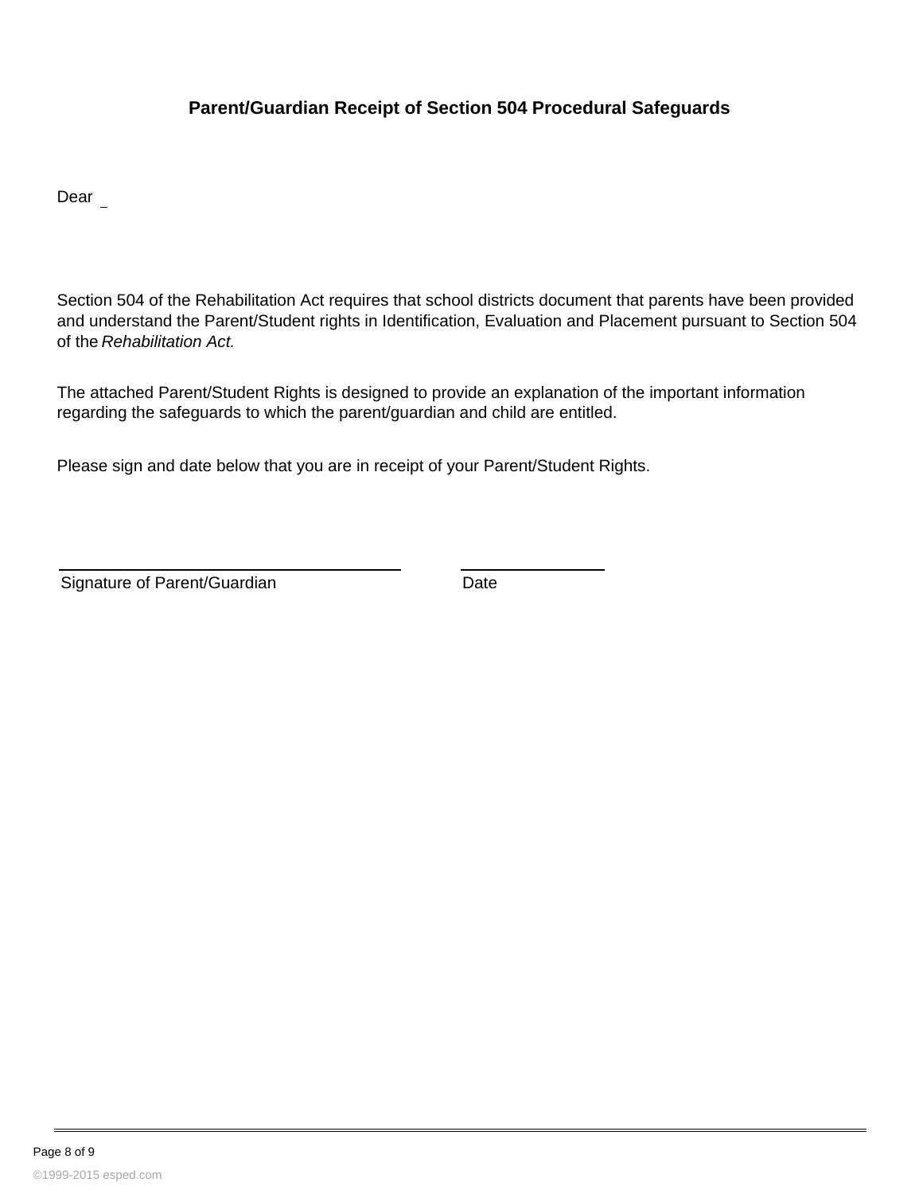**Parent/Guardian Receipt of Section 504 Procedural Safeguards**

Dear _

Section 504 of the Rehabilitation Act requires that school districts document that parents have been provided and understand the Parent/Student rights in Identification, Evaluation and Placement pursuant to Section 504 of the *Rehabilitation Act.*

The attached Parent/Student Rights is designed to provide an explanation of the important information regarding the safeguards to which the parent/guardian and child are entitled.

Please sign and date below that you are in receipt of your Parent/Student Rights.

______________________________________ ________________

Signature of Parent/Guardian Date

©1999-2015 esped.com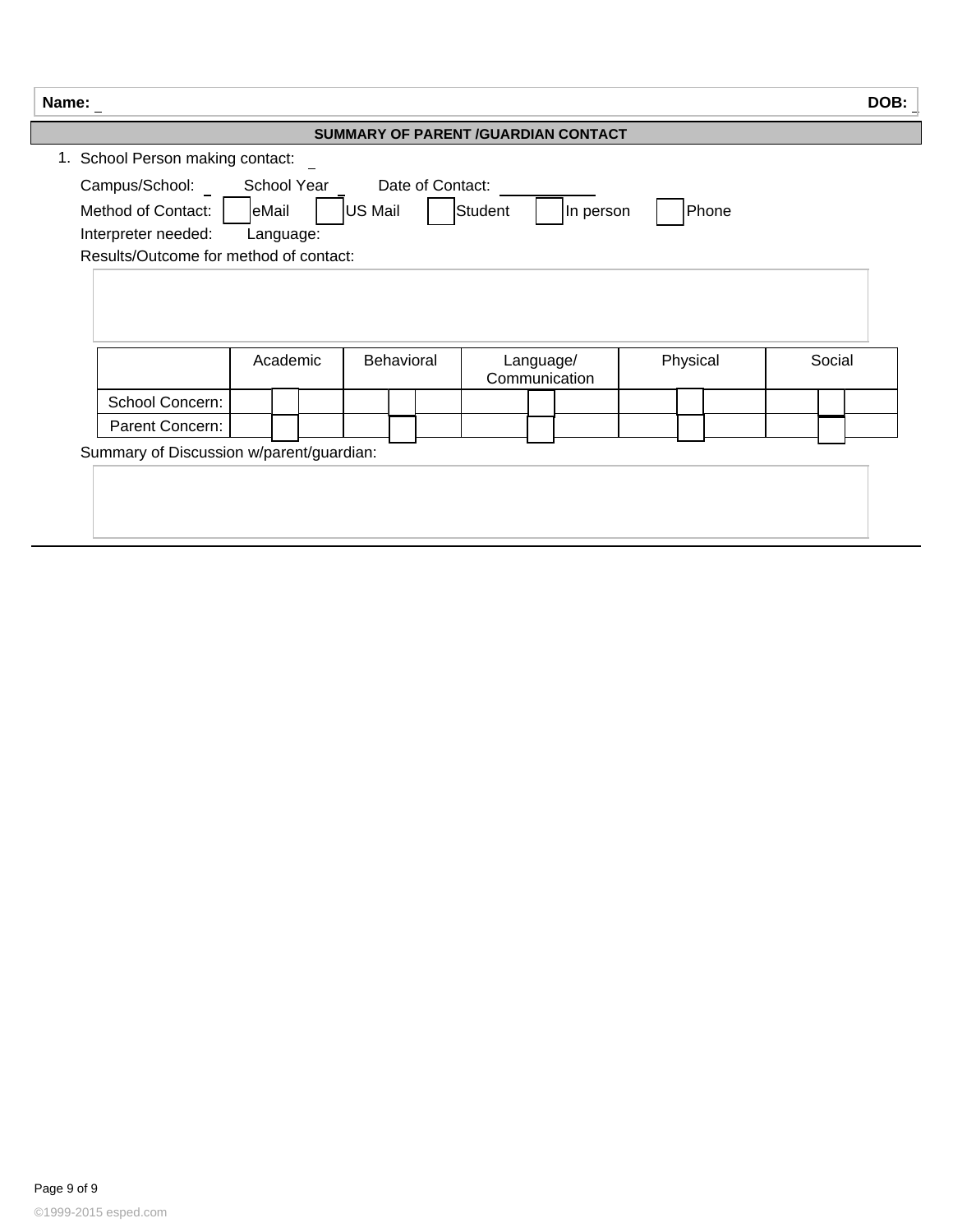**Name:** _ **DOB:** _

## SUMMARY OF PARENT /GUARDIAN CONTACT

1. School Person making contact: _

   Campus/School: _ School Year _ Date of Contact: ___________

   Method of Contact: ☐ eMail ☐ US Mail ☐ Student ☐ In person ☐ Phone

   Interpreter needed: Language:

   Results/Outcome for method of contact:

| | Academic | Behavioral | Language/ Communication | Physical | Social |
|---|---|---|---|---|---|
| School Concern: | ☐ | ☐ | ☐ | ☐ | ☐ |
| Parent Concern: | ☐ | ☐ | ☐ | ☐ | ☐ |

   Summary of Discussion w/parent/guardian:

©1999-2015 esped.com